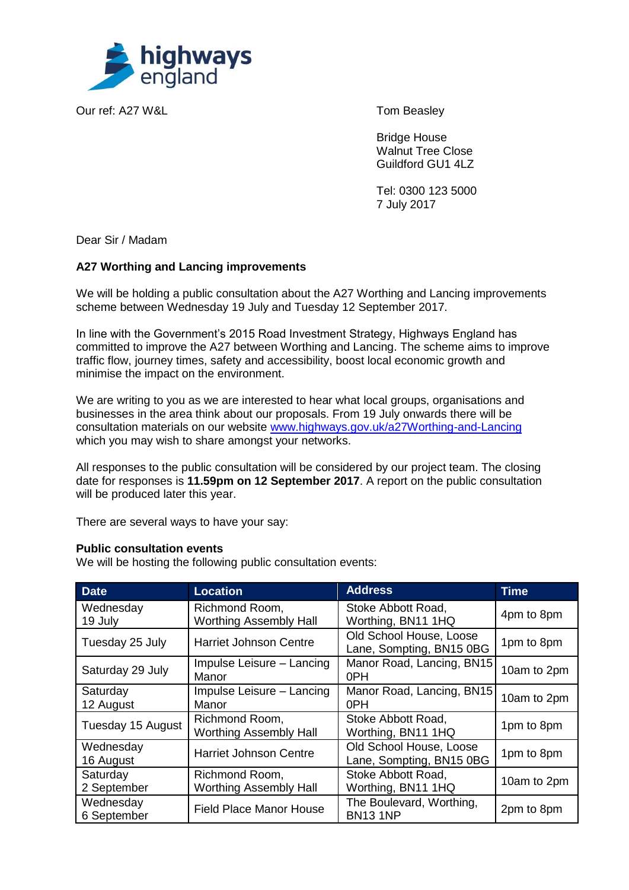highways england

Our ref: A27 W&L

Tom Beasley

Bridge House
Walnut Tree Close
Guildford GU1 4LZ

Tel: 0300 123 5000
7 July 2017

Dear Sir / Madam

**A27 Worthing and Lancing improvements**

We will be holding a public consultation about the A27 Worthing and Lancing improvements scheme between Wednesday 19 July and Tuesday 12 September 2017.

In line with the Government's 2015 Road Investment Strategy, Highways England has committed to improve the A27 between Worthing and Lancing. The scheme aims to improve traffic flow, journey times, safety and accessibility, boost local economic growth and minimise the impact on the environment.

We are writing to you as we are interested to hear what local groups, organisations and businesses in the area think about our proposals. From 19 July onwards there will be consultation materials on our website [www.highways.gov.uk/a27Worthing-and-Lancing](www.highways.gov.uk/a27Worthing-and-Lancing) which you may wish to share amongst your networks.

All responses to the public consultation will be considered by our project team. The closing date for responses is **11.59pm on 12 September 2017**. A report on the public consultation will be produced later this year.

There are several ways to have your say:

**Public consultation events**
We will be hosting the following public consultation events:

| Date | Location | Address | Time |
|---|---|---|---|
| Wednesday 19 July | Richmond Room, Worthing Assembly Hall | Stoke Abbott Road, Worthing, BN11 1HQ | 4pm to 8pm |
| Tuesday 25 July | Harriet Johnson Centre | Old School House, Loose Lane, Sompting, BN15 0BG | 1pm to 8pm |
| Saturday 29 July | Impulse Leisure – Lancing Manor | Manor Road, Lancing, BN15 0PH | 10am to 2pm |
| Saturday 12 August | Impulse Leisure – Lancing Manor | Manor Road, Lancing, BN15 0PH | 10am to 2pm |
| Tuesday 15 August | Richmond Room, Worthing Assembly Hall | Stoke Abbott Road, Worthing, BN11 1HQ | 1pm to 8pm |
| Wednesday 16 August | Harriet Johnson Centre | Old School House, Loose Lane, Sompting, BN15 0BG | 1pm to 8pm |
| Saturday 2 September | Richmond Room, Worthing Assembly Hall | Stoke Abbott Road, Worthing, BN11 1HQ | 10am to 2pm |
| Wednesday 6 September | Field Place Manor House | The Boulevard, Worthing, BN13 1NP | 2pm to 8pm |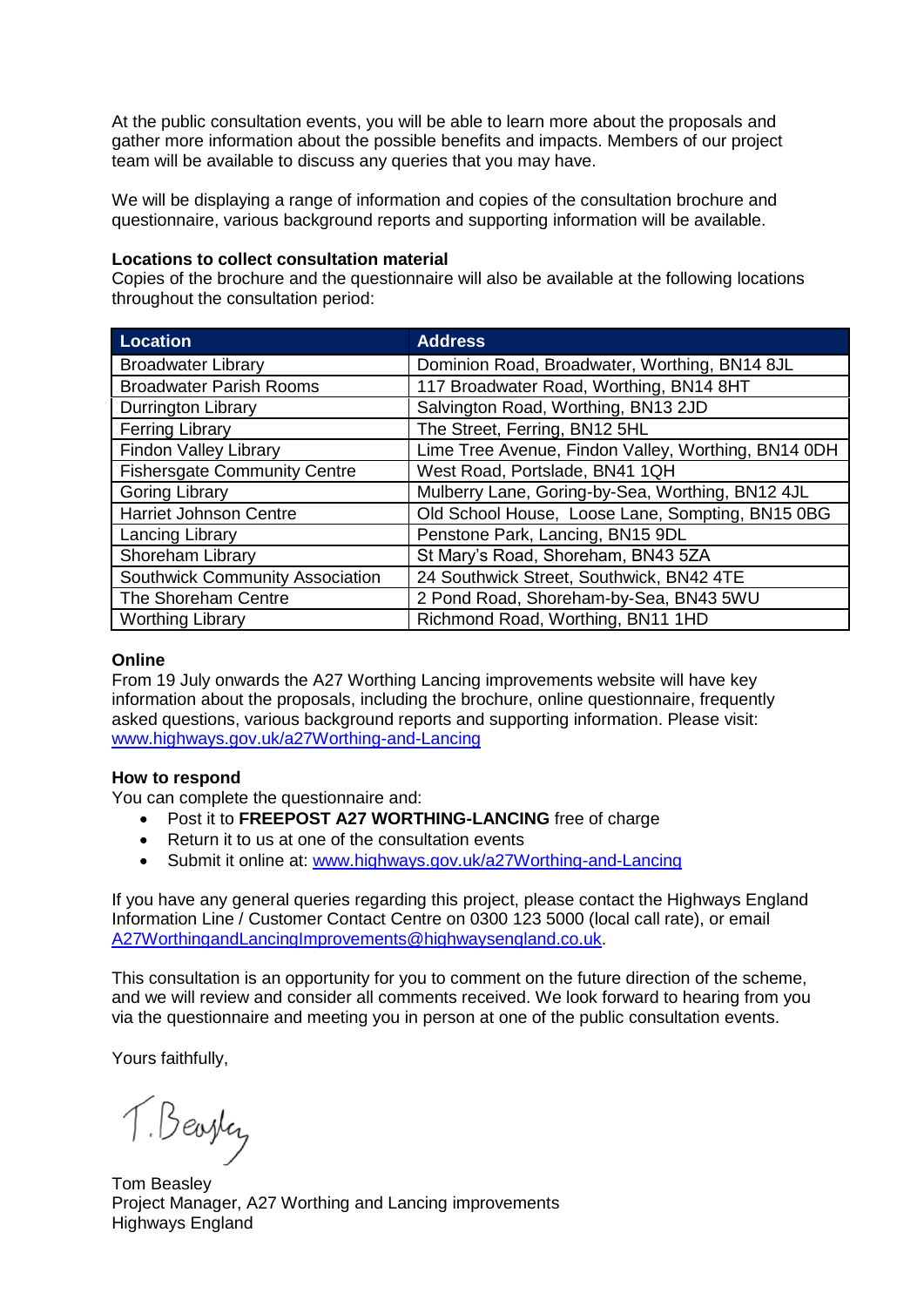At the public consultation events, you will be able to learn more about the proposals and gather more information about the possible benefits and impacts. Members of our project team will be available to discuss any queries that you may have.

We will be displaying a range of information and copies of the consultation brochure and questionnaire, various background reports and supporting information will be available.

**Locations to collect consultation material**

Copies of the brochure and the questionnaire will also be available at the following locations throughout the consultation period:

| Location | Address |
|---|---|
| Broadwater Library | Dominion Road, Broadwater, Worthing, BN14 8JL |
| Broadwater Parish Rooms | 117 Broadwater Road, Worthing, BN14 8HT |
| Durrington Library | Salvington Road, Worthing, BN13 2JD |
| Ferring Library | The Street, Ferring, BN12 5HL |
| Findon Valley Library | Lime Tree Avenue, Findon Valley, Worthing, BN14 0DH |
| Fishersgate Community Centre | West Road, Portslade, BN41 1QH |
| Goring Library | Mulberry Lane, Goring-by-Sea, Worthing, BN12 4JL |
| Harriet Johnson Centre | Old School House, Loose Lane, Sompting, BN15 0BG |
| Lancing Library | Penstone Park, Lancing, BN15 9DL |
| Shoreham Library | St Mary's Road, Shoreham, BN43 5ZA |
| Southwick Community Association | 24 Southwick Street, Southwick, BN42 4TE |
| The Shoreham Centre | 2 Pond Road, Shoreham-by-Sea, BN43 5WU |
| Worthing Library | Richmond Road, Worthing, BN11 1HD |

**Online**

From 19 July onwards the A27 Worthing Lancing improvements website will have key information about the proposals, including the brochure, online questionnaire, frequently asked questions, various background reports and supporting information. Please visit: www.highways.gov.uk/a27Worthing-and-Lancing

**How to respond**

You can complete the questionnaire and:

- Post it to **FREEPOST A27 WORTHING-LANCING** free of charge
- Return it to us at one of the consultation events
- Submit it online at: www.highways.gov.uk/a27Worthing-and-Lancing

If you have any general queries regarding this project, please contact the Highways England Information Line / Customer Contact Centre on 0300 123 5000 (local call rate), or email A27WorthingandLancingImprovements@highwaysengland.co.uk.

This consultation is an opportunity for you to comment on the future direction of the scheme, and we will review and consider all comments received. We look forward to hearing from you via the questionnaire and meeting you in person at one of the public consultation events.

Yours faithfully,

T. Beasley

Tom Beasley
Project Manager, A27 Worthing and Lancing improvements
Highways England